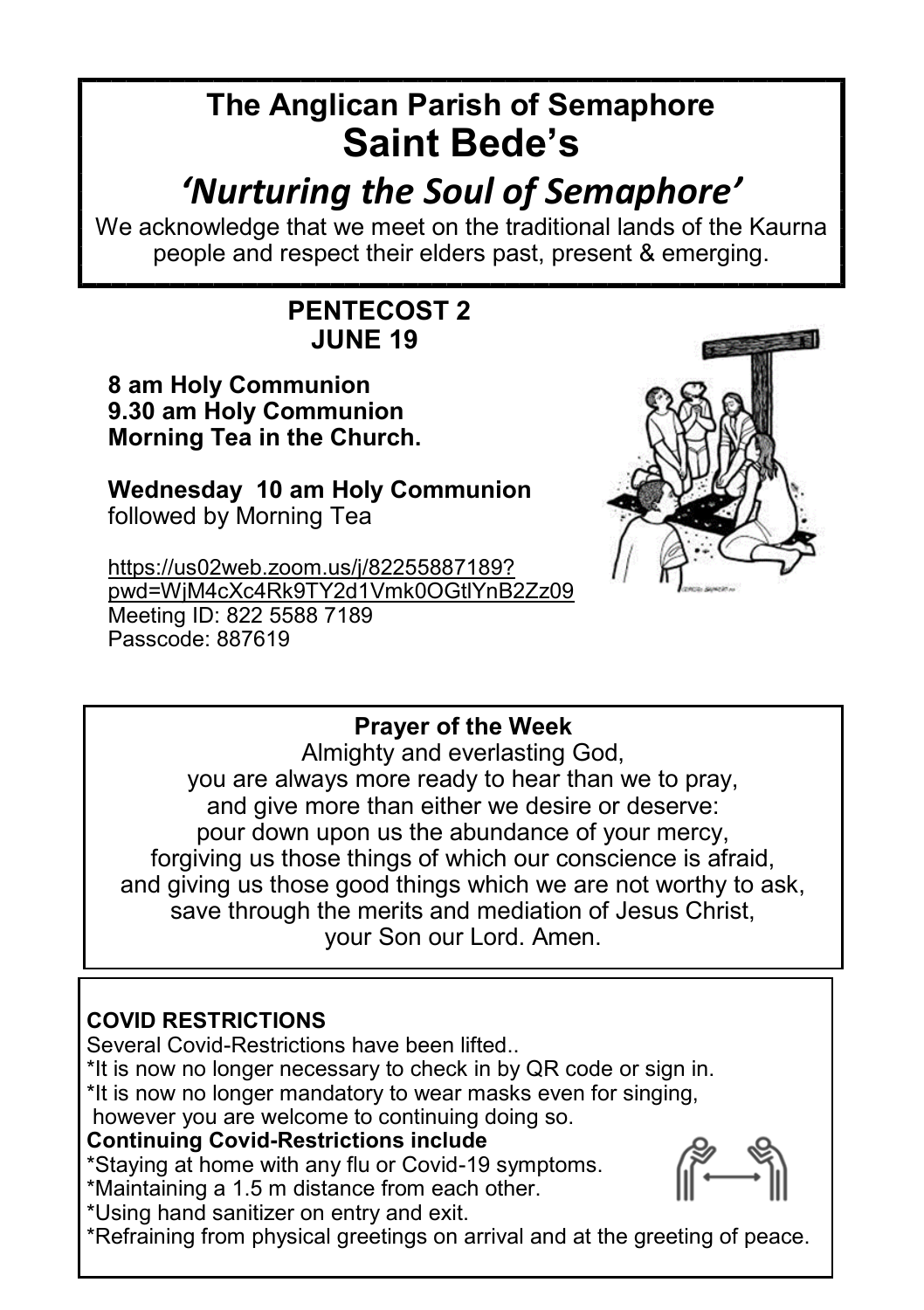# The Anglican Parish of Semaphore
# Saint Bede's

## *'Nurturing the Soul of Semaphore'*

We acknowledge that we meet on the traditional lands of the Kaurna people and respect their elders past, present & emerging.

**PENTECOST 2**
**JUNE 19**

**8 am Holy Communion**
**9.30 am Holy Communion**
**Morning Tea in the Church.**

**Wednesday 10 am Holy Communion**
followed by Morning Tea

https://us02web.zoom.us/j/82255887189?pwd=WjM4cXc4Rk9TY2d1Vmk0OGtlYnB2Zz09
Meeting ID: 822 5588 7189
Passcode: 887619

**Prayer of the Week**

Almighty and everlasting God,
you are always more ready to hear than we to pray,
and give more than either we desire or deserve:
pour down upon us the abundance of your mercy,
forgiving us those things of which our conscience is afraid,
and giving us those good things which we are not worthy to ask,
save through the merits and mediation of Jesus Christ,
your Son our Lord. Amen.

**COVID RESTRICTIONS**

Several Covid-Restrictions have been lifted..
*It is now no longer necessary to check in by QR code or sign in.
*It is now no longer mandatory to wear masks even for singing, however you are welcome to continuing doing so.

**Continuing Covid-Restrictions include**

*Staying at home with any flu or Covid-19 symptoms.
*Maintaining a 1.5 m distance from each other.
*Using hand sanitizer on entry and exit.
*Refraining from physical greetings on arrival and at the greeting of peace.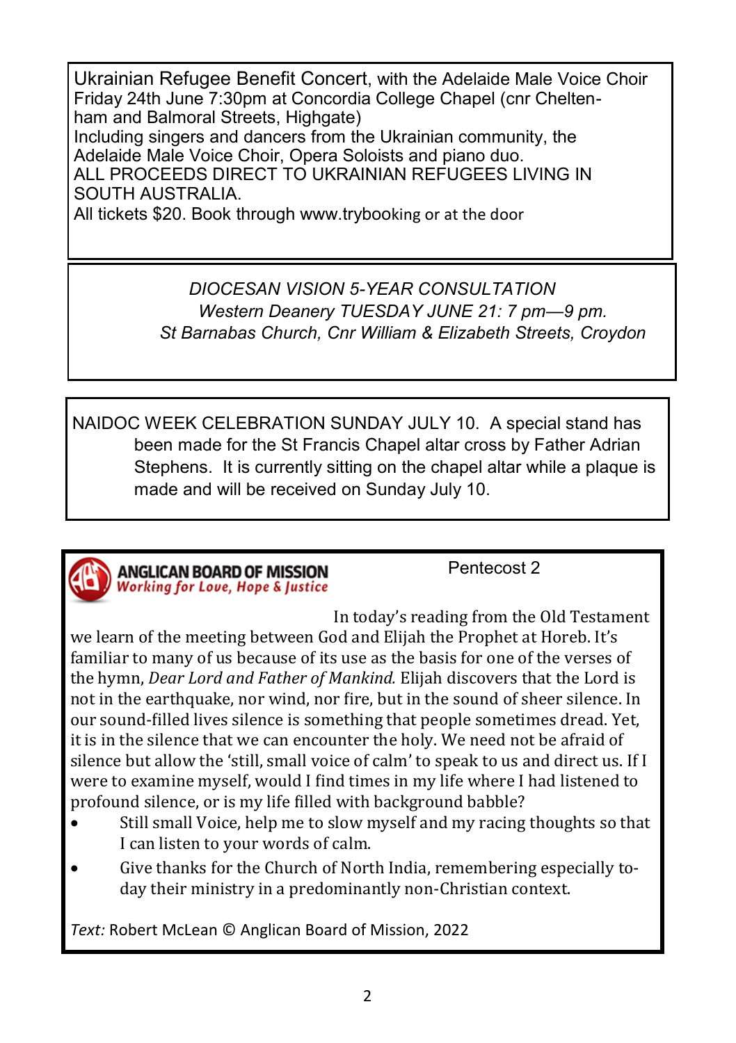Ukrainian Refugee Benefit Concert, with the Adelaide Male Voice Choir
Friday 24th June 7:30pm at Concordia College Chapel (cnr Cheltenham and Balmoral Streets, Highgate)
Including singers and dancers from the Ukrainian community, the Adelaide Male Voice Choir, Opera Soloists and piano duo.
ALL PROCEEDS DIRECT TO UKRAINIAN REFUGEES LIVING IN SOUTH AUSTRALIA.
All tickets $20. Book through www.trybooking or at the door

---

*DIOCESAN VISION 5-YEAR CONSULTATION*
*Western Deanery TUESDAY JUNE 21: 7 pm—9 pm.*
*St Barnabas Church, Cnr William & Elizabeth Streets, Croydon*

---

NAIDOC WEEK CELEBRATION SUNDAY JULY 10. A special stand has been made for the St Francis Chapel altar cross by Father Adrian Stephens. It is currently sitting on the chapel altar while a plaque is made and will be received on Sunday July 10.

---

**ANGLICAN BOARD OF MISSION**
***Working for Love, Hope & Justice***

Pentecost 2

In today's reading from the Old Testament we learn of the meeting between God and Elijah the Prophet at Horeb. It's familiar to many of us because of its use as the basis for one of the verses of the hymn, *Dear Lord and Father of Mankind.* Elijah discovers that the Lord is not in the earthquake, nor wind, nor fire, but in the sound of sheer silence. In our sound-filled lives silence is something that people sometimes dread. Yet, it is in the silence that we can encounter the holy. We need not be afraid of silence but allow the 'still, small voice of calm' to speak to us and direct us. If I were to examine myself, would I find times in my life where I had listened to profound silence, or is my life filled with background babble?

- Still small Voice, help me to slow myself and my racing thoughts so that I can listen to your words of calm.
- Give thanks for the Church of North India, remembering especially today their ministry in a predominantly non-Christian context.

*Text:* Robert McLean © Anglican Board of Mission, 2022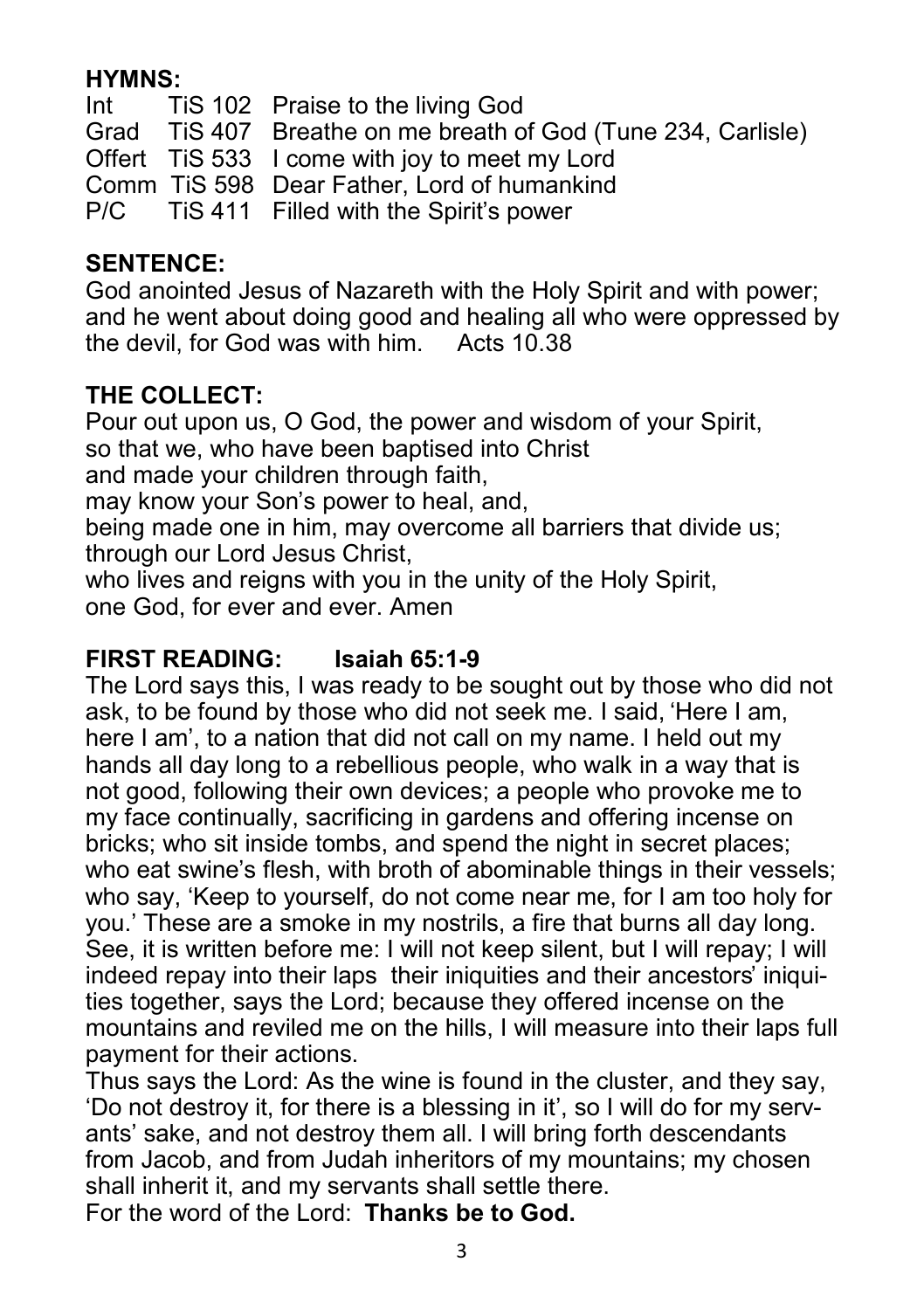**HYMNS:**

| | | |
|---|---|---|
| Int | TiS 102 | Praise to the living God |
| Grad | TiS 407 | Breathe on me breath of God (Tune 234, Carlisle) |
| Offert | TiS 533 | I come with joy to meet my Lord |
| Comm | TiS 598 | Dear Father, Lord of humankind |
| P/C | TiS 411 | Filled with the Spirit's power |

**SENTENCE:**

God anointed Jesus of Nazareth with the Holy Spirit and with power; and he went about doing good and healing all who were oppressed by the devil, for God was with him. Acts 10.38

**THE COLLECT:**

Pour out upon us, O God, the power and wisdom of your Spirit,
so that we, who have been baptised into Christ
and made your children through faith,
may know your Son's power to heal, and,
being made one in him, may overcome all barriers that divide us;
through our Lord Jesus Christ,
who lives and reigns with you in the unity of the Holy Spirit,
one God, for ever and ever. Amen

**FIRST READING: Isaiah 65:1-9**

The Lord says this, I was ready to be sought out by those who did not ask, to be found by those who did not seek me. I said, 'Here I am, here I am', to a nation that did not call on my name. I held out my hands all day long to a rebellious people, who walk in a way that is not good, following their own devices; a people who provoke me to my face continually, sacrificing in gardens and offering incense on bricks; who sit inside tombs, and spend the night in secret places; who eat swine's flesh, with broth of abominable things in their vessels; who say, 'Keep to yourself, do not come near me, for I am too holy for you.' These are a smoke in my nostrils, a fire that burns all day long. See, it is written before me: I will not keep silent, but I will repay; I will indeed repay into their laps their iniquities and their ancestors' iniquities together, says the Lord; because they offered incense on the mountains and reviled me on the hills, I will measure into their laps full payment for their actions.

Thus says the Lord: As the wine is found in the cluster, and they say, 'Do not destroy it, for there is a blessing in it', so I will do for my servants' sake, and not destroy them all. I will bring forth descendants from Jacob, and from Judah inheritors of my mountains; my chosen shall inherit it, and my servants shall settle there.

For the word of the Lord: **Thanks be to God.**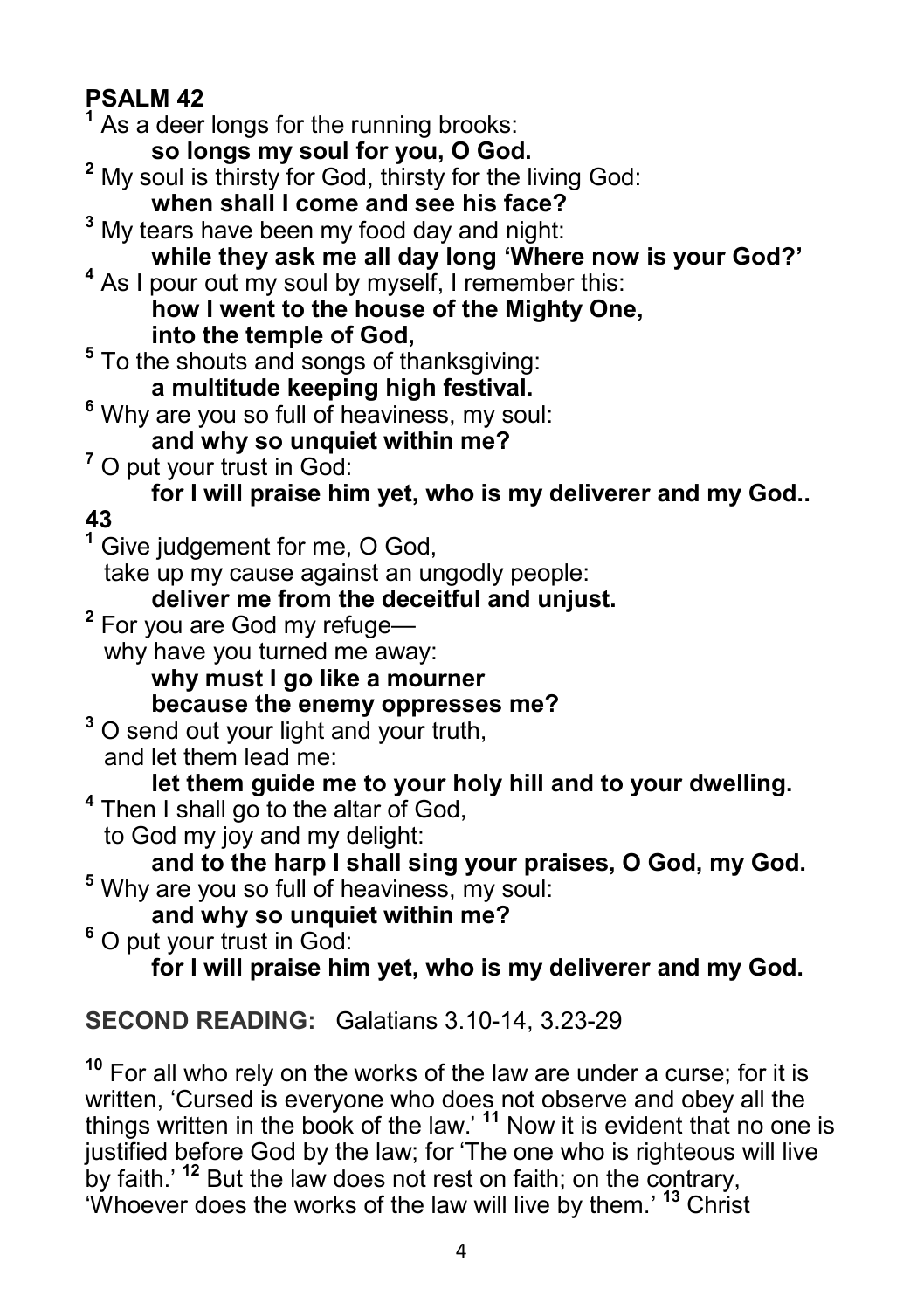## PSALM 42

[1] As a deer longs for the running brooks:
**so longs my soul for you, O God.**
[2] My soul is thirsty for God, thirsty for the living God:
**when shall I come and see his face?**
[3] My tears have been my food day and night:
**while they ask me all day long 'Where now is your God?'**
[4] As I pour out my soul by myself, I remember this:
**how I went to the house of the Mighty One,**
**into the temple of God,**
[5] To the shouts and songs of thanksgiving:
**a multitude keeping high festival.**
[6] Why are you so full of heaviness, my soul:
**and why so unquiet within me?**
[7] O put your trust in God:
**for I will praise him yet, who is my deliverer and my God..**

## 43

[1] Give judgement for me, O God,
take up my cause against an ungodly people:
**deliver me from the deceitful and unjust.**
[2] For you are God my refuge—
why have you turned me away:
**why must I go like a mourner**
**because the enemy oppresses me?**
[3] O send out your light and your truth,
and let them lead me:
**let them guide me to your holy hill and to your dwelling.**
[4] Then I shall go to the altar of God,
to God my joy and my delight:
**and to the harp I shall sing your praises, O God, my God.**
[5] Why are you so full of heaviness, my soul:
**and why so unquiet within me?**
[6] O put your trust in God:
**for I will praise him yet, who is my deliverer and my God.**

**SECOND READING:** Galatians 3.10-14, 3.23-29

[10] For all who rely on the works of the law are under a curse; for it is written, 'Cursed is everyone who does not observe and obey all the things written in the book of the law.' [11] Now it is evident that no one is justified before God by the law; for 'The one who is righteous will live by faith.' [12] But the law does not rest on faith; on the contrary, 'Whoever does the works of the law will live by them.' [13] Christ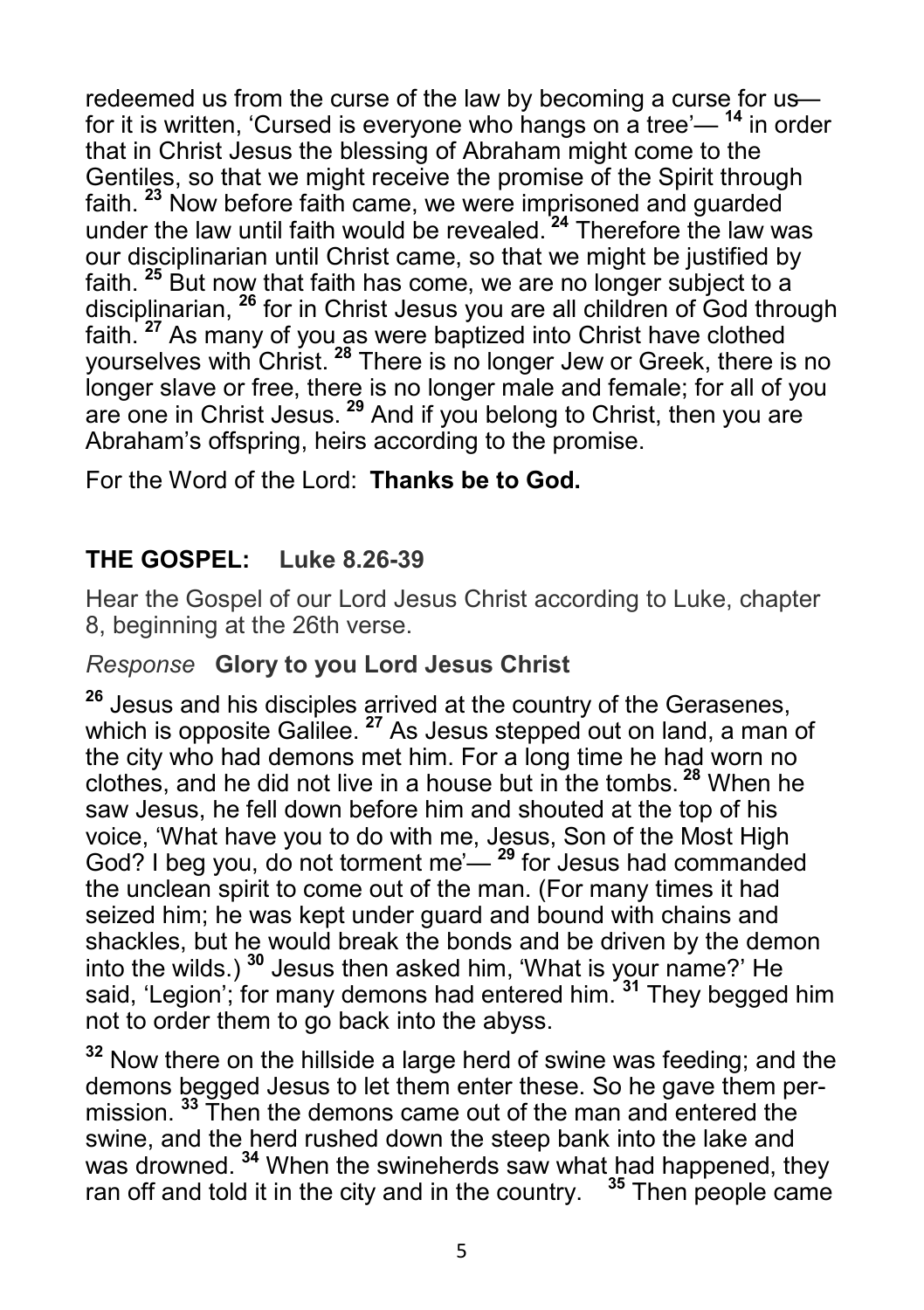redeemed us from the curse of the law by becoming a curse for us—for it is written, 'Cursed is everyone who hangs on a tree'— [14] in order that in Christ Jesus the blessing of Abraham might come to the Gentiles, so that we might receive the promise of the Spirit through faith. [23] Now before faith came, we were imprisoned and guarded under the law until faith would be revealed. [24] Therefore the law was our disciplinarian until Christ came, so that we might be justified by faith. [25] But now that faith has come, we are no longer subject to a disciplinarian, [26] for in Christ Jesus you are all children of God through faith. [27] As many of you as were baptized into Christ have clothed yourselves with Christ. [28] There is no longer Jew or Greek, there is no longer slave or free, there is no longer male and female; for all of you are one in Christ Jesus. [29] And if you belong to Christ, then you are Abraham's offspring, heirs according to the promise.

For the Word of the Lord: **Thanks be to God.**

## THE GOSPEL: Luke 8.26-39

Hear the Gospel of our Lord Jesus Christ according to Luke, chapter 8, beginning at the 26th verse.

*Response* **Glory to you Lord Jesus Christ**

[26] Jesus and his disciples arrived at the country of the Gerasenes, which is opposite Galilee. [27] As Jesus stepped out on land, a man of the city who had demons met him. For a long time he had worn no clothes, and he did not live in a house but in the tombs. [28] When he saw Jesus, he fell down before him and shouted at the top of his voice, 'What have you to do with me, Jesus, Son of the Most High God? I beg you, do not torment me'— [29] for Jesus had commanded the unclean spirit to come out of the man. (For many times it had seized him; he was kept under guard and bound with chains and shackles, but he would break the bonds and be driven by the demon into the wilds.) [30] Jesus then asked him, 'What is your name?' He said, 'Legion'; for many demons had entered him. [31] They begged him not to order them to go back into the abyss.

[32] Now there on the hillside a large herd of swine was feeding; and the demons begged Jesus to let them enter these. So he gave them permission. [33] Then the demons came out of the man and entered the swine, and the herd rushed down the steep bank into the lake and was drowned. [34] When the swineherds saw what had happened, they ran off and told it in the city and in the country. [35] Then people came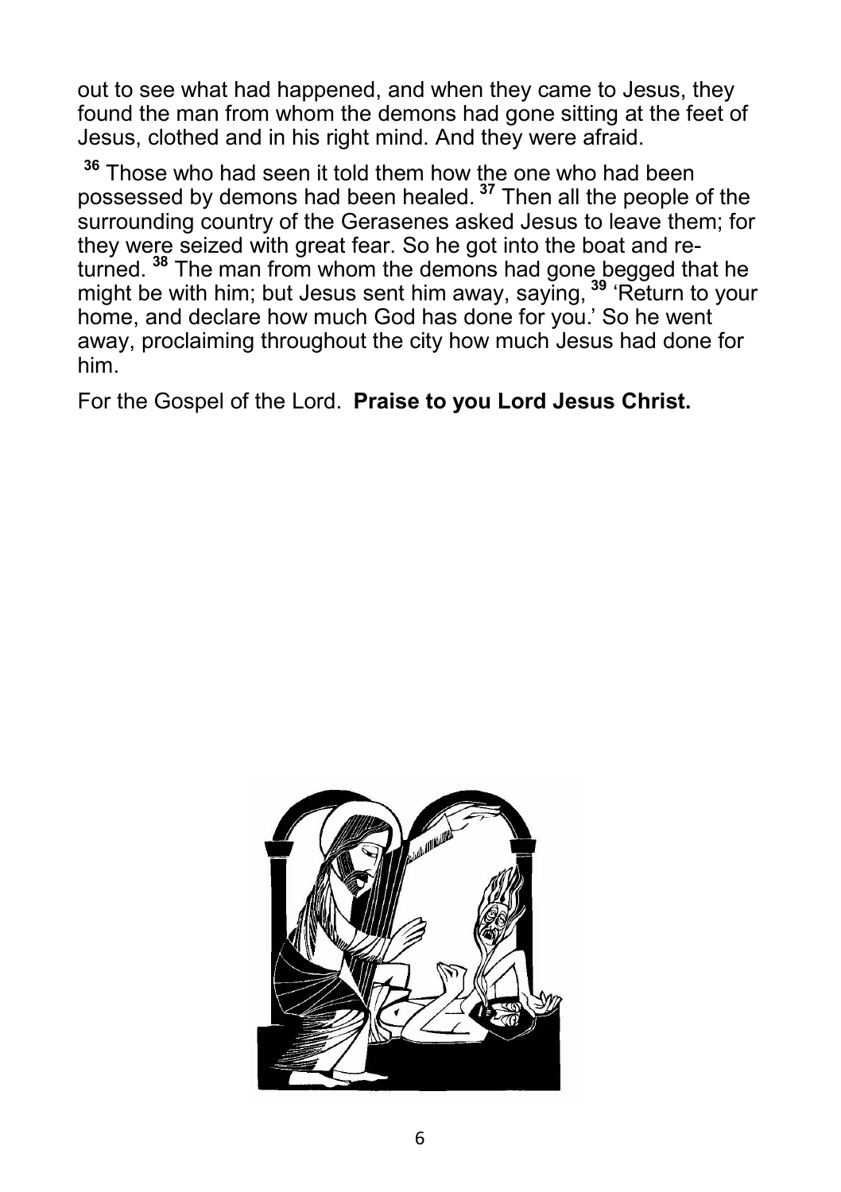out to see what had happened, and when they came to Jesus, they found the man from whom the demons had gone sitting at the feet of Jesus, clothed and in his right mind. And they were afraid.

[36] Those who had seen it told them how the one who had been possessed by demons had been healed. [37] Then all the people of the surrounding country of the Gerasenes asked Jesus to leave them; for they were seized with great fear. So he got into the boat and returned. [38] The man from whom the demons had gone begged that he might be with him; but Jesus sent him away, saying, [39] 'Return to your home, and declare how much God has done for you.' So he went away, proclaiming throughout the city how much Jesus had done for him.

For the Gospel of the Lord. **Praise to you Lord Jesus Christ.**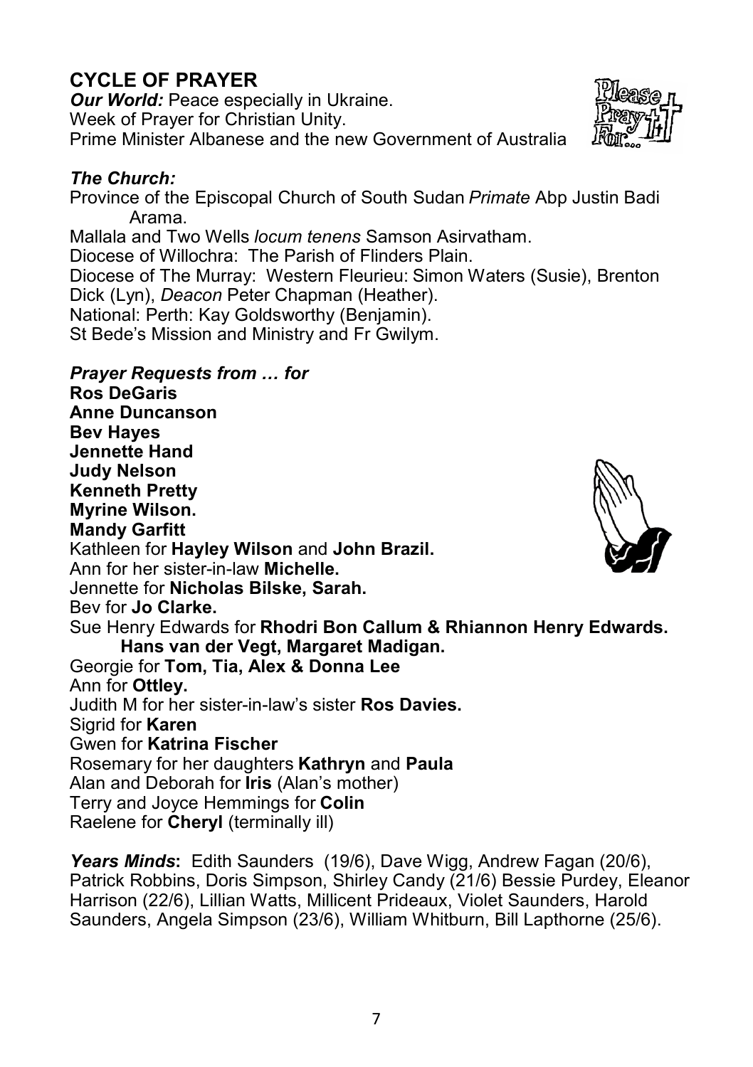## CYCLE OF PRAYER

***Our World:*** Peace especially in Ukraine.
Week of Prayer for Christian Unity.
Prime Minister Albanese and the new Government of Australia

### *The Church:*

Province of the Episcopal Church of South Sudan *Primate* Abp Justin Badi Arama.
Mallala and Two Wells *locum tenens* Samson Asirvatham.
Diocese of Willochra: The Parish of Flinders Plain.
Diocese of The Murray: Western Fleurieu: Simon Waters (Susie), Brenton Dick (Lyn), *Deacon* Peter Chapman (Heather).
National: Perth: Kay Goldsworthy (Benjamin).
St Bede's Mission and Ministry and Fr Gwilym.

### *Prayer Requests from … for*

**Ros DeGaris**
**Anne Duncanson**
**Bev Hayes**
**Jennette Hand**
**Judy Nelson**
**Kenneth Pretty**
**Myrine Wilson.**
**Mandy Garfitt**
Kathleen for **Hayley Wilson** and **John Brazil.**
Ann for her sister-in-law **Michelle.**
Jennette for **Nicholas Bilske, Sarah.**
Bev for **Jo Clarke.**
Sue Henry Edwards for **Rhodri Bon Callum & Rhiannon Henry Edwards. Hans van der Vegt, Margaret Madigan.**
Georgie for **Tom, Tia, Alex & Donna Lee**
Ann for **Ottley.**
Judith M for her sister-in-law's sister **Ros Davies.**
Sigrid for **Karen**
Gwen for **Katrina Fischer**
Rosemary for her daughters **Kathryn** and **Paula**
Alan and Deborah for **Iris** (Alan's mother)
Terry and Joyce Hemmings for **Colin**
Raelene for **Cheryl** (terminally ill)

***Years Minds*:** Edith Saunders (19/6), Dave Wigg, Andrew Fagan (20/6), Patrick Robbins, Doris Simpson, Shirley Candy (21/6) Bessie Purdey, Eleanor Harrison (22/6), Lillian Watts, Millicent Prideaux, Violet Saunders, Harold Saunders, Angela Simpson (23/6), William Whitburn, Bill Lapthorne (25/6).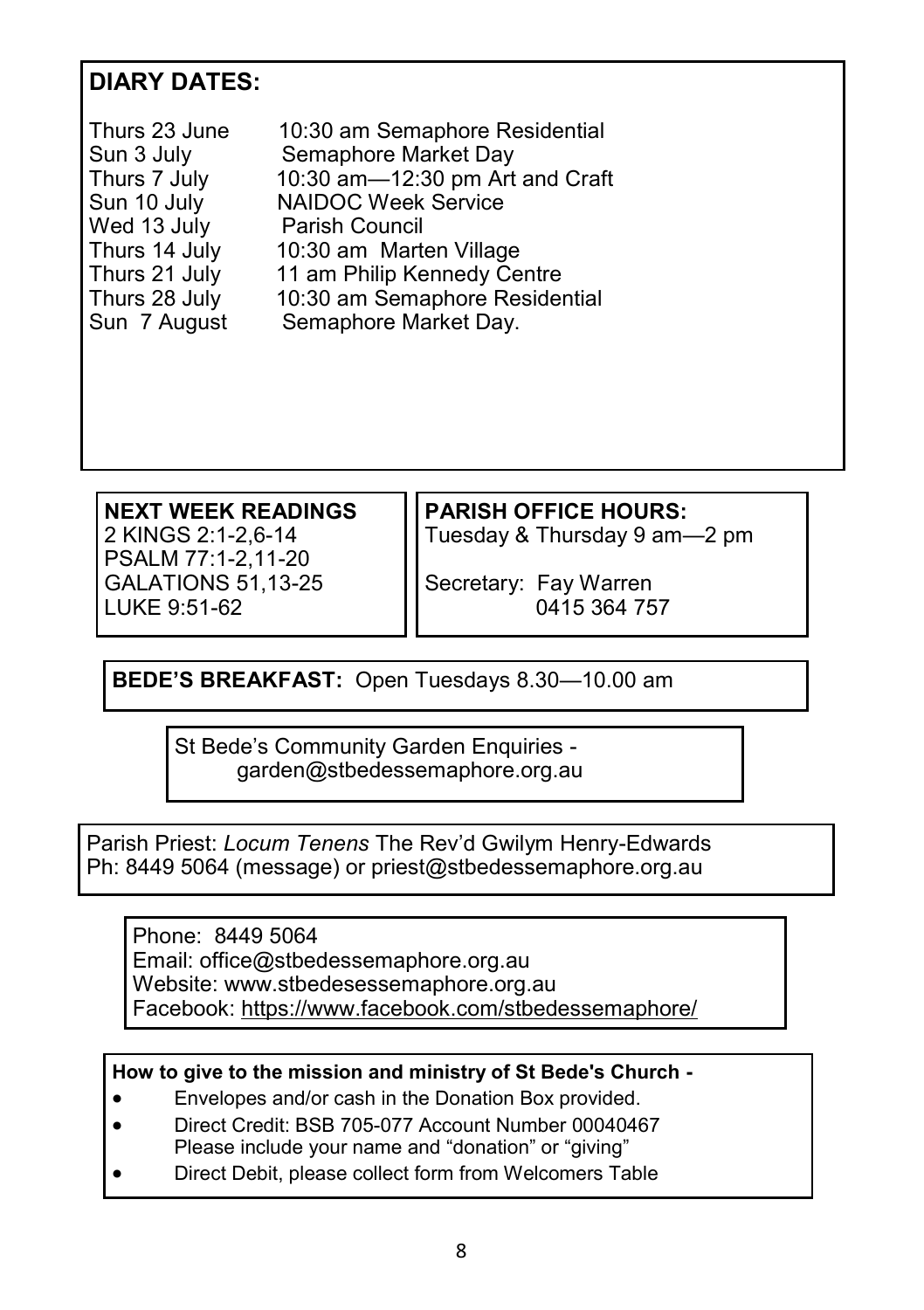## DIARY DATES:

| | |
|---|---|
| Thurs 23 June | 10:30 am Semaphore Residential |
| Sun 3 July | Semaphore Market Day |
| Thurs 7 July | 10:30 am—12:30 pm Art and Craft |
| Sun 10 July | NAIDOC Week Service |
| Wed 13 July | Parish Council |
| Thurs 14 July | 10:30 am Marten Village |
| Thurs 21 July | 11 am Philip Kennedy Centre |
| Thurs 28 July | 10:30 am Semaphore Residential |
| Sun 7 August | Semaphore Market Day. |

**NEXT WEEK READINGS**
2 KINGS 2:1-2,6-14
PSALM 77:1-2,11-20
GALATIONS 51,13-25
LUKE 9:51-62

**PARISH OFFICE HOURS:**
Tuesday & Thursday 9 am—2 pm

Secretary: Fay Warren
0415 364 757

**BEDE'S BREAKFAST:** Open Tuesdays 8.30—10.00 am

St Bede's Community Garden Enquiries -
garden@stbedessemaphore.org.au

Parish Priest: *Locum Tenens* The Rev'd Gwilym Henry-Edwards
Ph: 8449 5064 (message) or priest@stbedessemaphore.org.au

Phone: 8449 5064
Email: office@stbedessemaphore.org.au
Website: www.stbedesessemaphore.org.au
Facebook: https://www.facebook.com/stbedessemaphore/

**How to give to the mission and ministry of St Bede's Church -**

- Envelopes and/or cash in the Donation Box provided.
- Direct Credit: BSB 705-077 Account Number 00040467
  Please include your name and "donation" or "giving"
- Direct Debit, please collect form from Welcomers Table